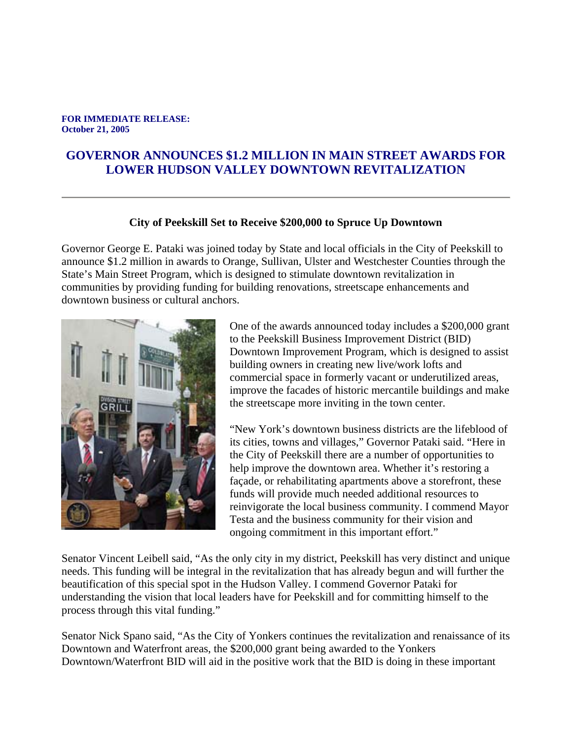**FOR IMMEDIATE RELEASE:**
**October 21, 2005**

# GOVERNOR ANNOUNCES $1.2 MILLION IN MAIN STREET AWARDS FOR LOWER HUDSON VALLEY DOWNTOWN REVITALIZATION

---

**City of Peekskill Set to Receive $200,000 to Spruce Up Downtown**

Governor George E. Pataki was joined today by State and local officials in the City of Peekskill to announce $1.2 million in awards to Orange, Sullivan, Ulster and Westchester Counties through the State's Main Street Program, which is designed to stimulate downtown revitalization in communities by providing funding for building renovations, streetscape enhancements and downtown business or cultural anchors.

One of the awards announced today includes a $200,000 grant to the Peekskill Business Improvement District (BID) Downtown Improvement Program, which is designed to assist building owners in creating new live/work lofts and commercial space in formerly vacant or underutilized areas, improve the facades of historic mercantile buildings and make the streetscape more inviting in the town center.

"New York's downtown business districts are the lifeblood of its cities, towns and villages," Governor Pataki said. "Here in the City of Peekskill there are a number of opportunities to help improve the downtown area. Whether it's restoring a façade, or rehabilitating apartments above a storefront, these funds will provide much needed additional resources to reinvigorate the local business community. I commend Mayor Testa and the business community for their vision and ongoing commitment in this important effort."

Senator Vincent Leibell said, "As the only city in my district, Peekskill has very distinct and unique needs. This funding will be integral in the revitalization that has already begun and will further the beautification of this special spot in the Hudson Valley. I commend Governor Pataki for understanding the vision that local leaders have for Peekskill and for committing himself to the process through this vital funding."

Senator Nick Spano said, "As the City of Yonkers continues the revitalization and renaissance of its Downtown and Waterfront areas, the $200,000 grant being awarded to the Yonkers Downtown/Waterfront BID will aid in the positive work that the BID is doing in these important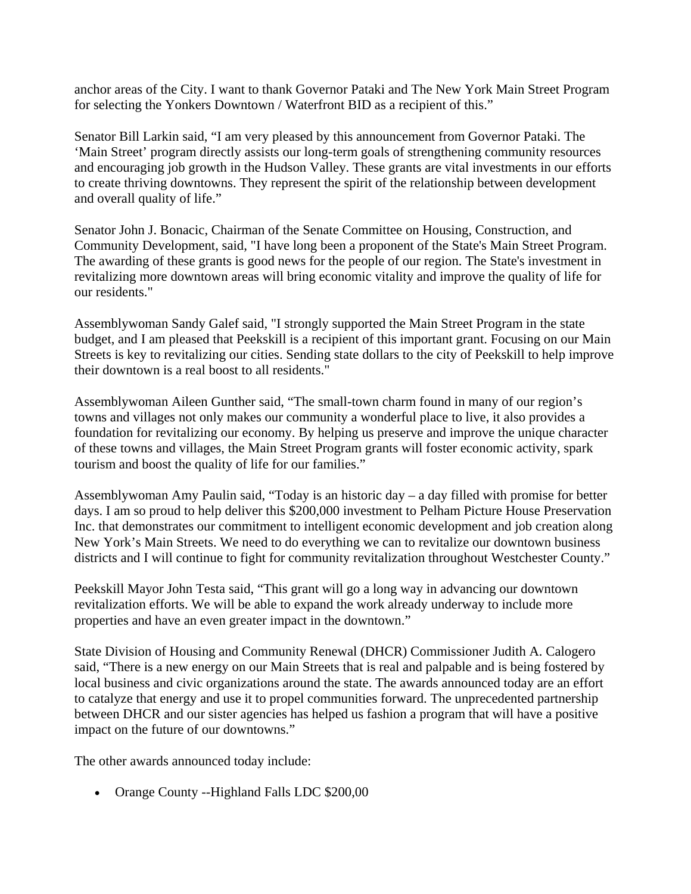anchor areas of the City. I want to thank Governor Pataki and The New York Main Street Program for selecting the Yonkers Downtown / Waterfront BID as a recipient of this."

Senator Bill Larkin said, "I am very pleased by this announcement from Governor Pataki. The 'Main Street' program directly assists our long-term goals of strengthening community resources and encouraging job growth in the Hudson Valley. These grants are vital investments in our efforts to create thriving downtowns. They represent the spirit of the relationship between development and overall quality of life."

Senator John J. Bonacic, Chairman of the Senate Committee on Housing, Construction, and Community Development, said, "I have long been a proponent of the State's Main Street Program. The awarding of these grants is good news for the people of our region. The State's investment in revitalizing more downtown areas will bring economic vitality and improve the quality of life for our residents."

Assemblywoman Sandy Galef said, "I strongly supported the Main Street Program in the state budget, and I am pleased that Peekskill is a recipient of this important grant. Focusing on our Main Streets is key to revitalizing our cities. Sending state dollars to the city of Peekskill to help improve their downtown is a real boost to all residents."

Assemblywoman Aileen Gunther said, "The small-town charm found in many of our region's towns and villages not only makes our community a wonderful place to live, it also provides a foundation for revitalizing our economy. By helping us preserve and improve the unique character of these towns and villages, the Main Street Program grants will foster economic activity, spark tourism and boost the quality of life for our families."

Assemblywoman Amy Paulin said, "Today is an historic day – a day filled with promise for better days. I am so proud to help deliver this $200,000 investment to Pelham Picture House Preservation Inc. that demonstrates our commitment to intelligent economic development and job creation along New York's Main Streets. We need to do everything we can to revitalize our downtown business districts and I will continue to fight for community revitalization throughout Westchester County."

Peekskill Mayor John Testa said, "This grant will go a long way in advancing our downtown revitalization efforts. We will be able to expand the work already underway to include more properties and have an even greater impact in the downtown."

State Division of Housing and Community Renewal (DHCR) Commissioner Judith A. Calogero said, "There is a new energy on our Main Streets that is real and palpable and is being fostered by local business and civic organizations around the state. The awards announced today are an effort to catalyze that energy and use it to propel communities forward. The unprecedented partnership between DHCR and our sister agencies has helped us fashion a program that will have a positive impact on the future of our downtowns."

The other awards announced today include:

- Orange County --Highland Falls LDC $200,00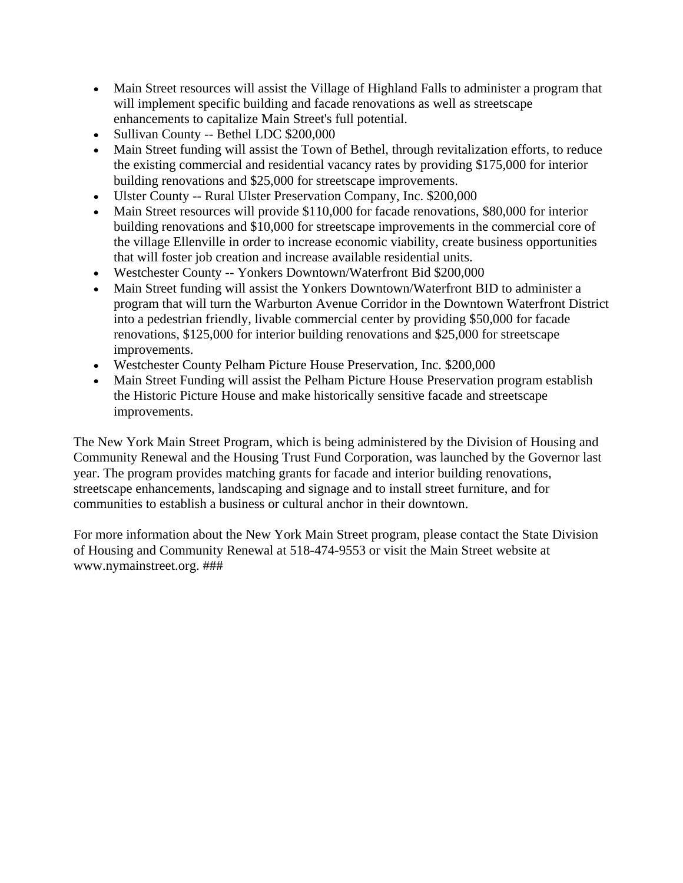- Main Street resources will assist the Village of Highland Falls to administer a program that will implement specific building and facade renovations as well as streetscape enhancements to capitalize Main Street's full potential.
- Sullivan County -- Bethel LDC $200,000
- Main Street funding will assist the Town of Bethel, through revitalization efforts, to reduce the existing commercial and residential vacancy rates by providing $175,000 for interior building renovations and $25,000 for streetscape improvements.
- Ulster County -- Rural Ulster Preservation Company, Inc. $200,000
- Main Street resources will provide $110,000 for facade renovations, $80,000 for interior building renovations and $10,000 for streetscape improvements in the commercial core of the village Ellenville in order to increase economic viability, create business opportunities that will foster job creation and increase available residential units.
- Westchester County -- Yonkers Downtown/Waterfront Bid $200,000
- Main Street funding will assist the Yonkers Downtown/Waterfront BID to administer a program that will turn the Warburton Avenue Corridor in the Downtown Waterfront District into a pedestrian friendly, livable commercial center by providing $50,000 for facade renovations, $125,000 for interior building renovations and $25,000 for streetscape improvements.
- Westchester County Pelham Picture House Preservation, Inc. $200,000
- Main Street Funding will assist the Pelham Picture House Preservation program establish the Historic Picture House and make historically sensitive facade and streetscape improvements.

The New York Main Street Program, which is being administered by the Division of Housing and Community Renewal and the Housing Trust Fund Corporation, was launched by the Governor last year. The program provides matching grants for facade and interior building renovations, streetscape enhancements, landscaping and signage and to install street furniture, and for communities to establish a business or cultural anchor in their downtown.

For more information about the New York Main Street program, please contact the State Division of Housing and Community Renewal at 518-474-9553 or visit the Main Street website at www.nymainstreet.org. ###